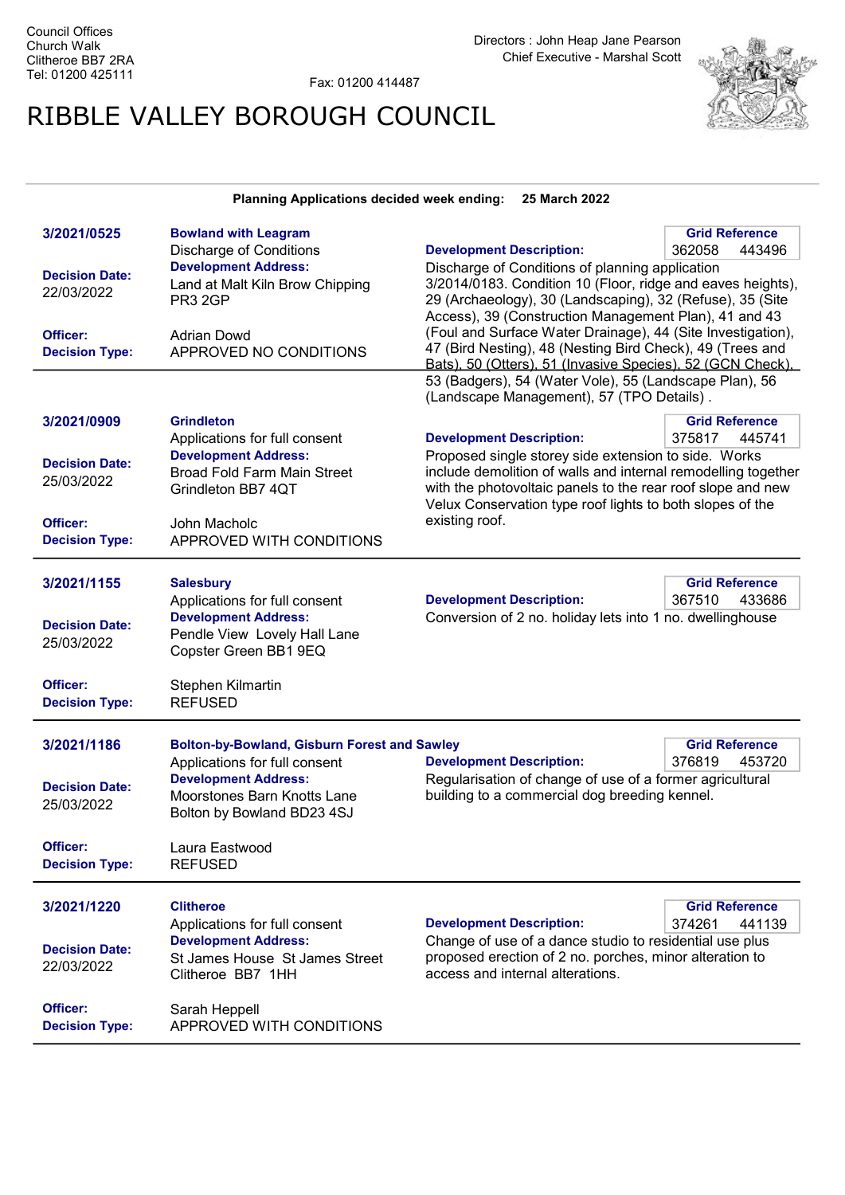Council Offices
Church Walk
Clitheroe BB7 2RA
Tel: 01200 425111

Fax: 01200 414487

Directors : John Heap Jane Pearson
Chief Executive - Marshal Scott

# RIBBLE VALLEY BOROUGH COUNCIL

**Planning Applications decided week ending: 25 March 2022**

---

**3/2021/0525**

**Bowland with Leagram**
Discharge of Conditions

**Decision Date:** 22/03/2022

**Development Address:**
Land at Malt Kiln Brow Chipping PR3 2GP

**Officer:** Adrian Dowd
**Decision Type:** APPROVED NO CONDITIONS

**Grid Reference:** 362058 443496

**Development Description:**
Discharge of Conditions of planning application 3/2014/0183. Condition 10 (Floor, ridge and eaves heights), 29 (Archaeology), 30 (Landscaping), 32 (Refuse), 35 (Site Access), 39 (Construction Management Plan), 41 and 43 (Foul and Surface Water Drainage), 44 (Site Investigation), 47 (Bird Nesting), 48 (Nesting Bird Check), 49 (Trees and Bats), 50 (Otters), 51 (Invasive Species), 52 (GCN Check), 53 (Badgers), 54 (Water Vole), 55 (Landscape Plan), 56 (Landscape Management), 57 (TPO Details) .

---

**3/2021/0909**

**Grindleton**
Applications for full consent

**Decision Date:** 25/03/2022

**Development Address:**
Broad Fold Farm Main Street Grindleton BB7 4QT

**Officer:** John Macholc
**Decision Type:** APPROVED WITH CONDITIONS

**Grid Reference:** 375817 445741

**Development Description:**
Proposed single storey side extension to side. Works include demolition of walls and internal remodelling together with the photovoltaic panels to the rear roof slope and new Velux Conservation type roof lights to both slopes of the existing roof.

---

**3/2021/1155**

**Salesbury**
Applications for full consent

**Decision Date:** 25/03/2022

**Development Address:**
Pendle View Lovely Hall Lane Copster Green BB1 9EQ

**Officer:** Stephen Kilmartin
**Decision Type:** REFUSED

**Grid Reference:** 367510 433686

**Development Description:**
Conversion of 2 no. holiday lets into 1 no. dwellinghouse

---

**3/2021/1186**

**Bolton-by-Bowland, Gisburn Forest and Sawley**
Applications for full consent

**Decision Date:** 25/03/2022

**Development Address:**
Moorstones Barn Knotts Lane Bolton by Bowland BD23 4SJ

**Officer:** Laura Eastwood
**Decision Type:** REFUSED

**Grid Reference:** 376819 453720

**Development Description:**
Regularisation of change of use of a former agricultural building to a commercial dog breeding kennel.

---

**3/2021/1220**

**Clitheroe**
Applications for full consent

**Decision Date:** 22/03/2022

**Development Address:**
St James House St James Street Clitheroe BB7 1HH

**Officer:** Sarah Heppell
**Decision Type:** APPROVED WITH CONDITIONS

**Grid Reference:** 374261 441139

**Development Description:**
Change of use of a dance studio to residential use plus proposed erection of 2 no. porches, minor alteration to access and internal alterations.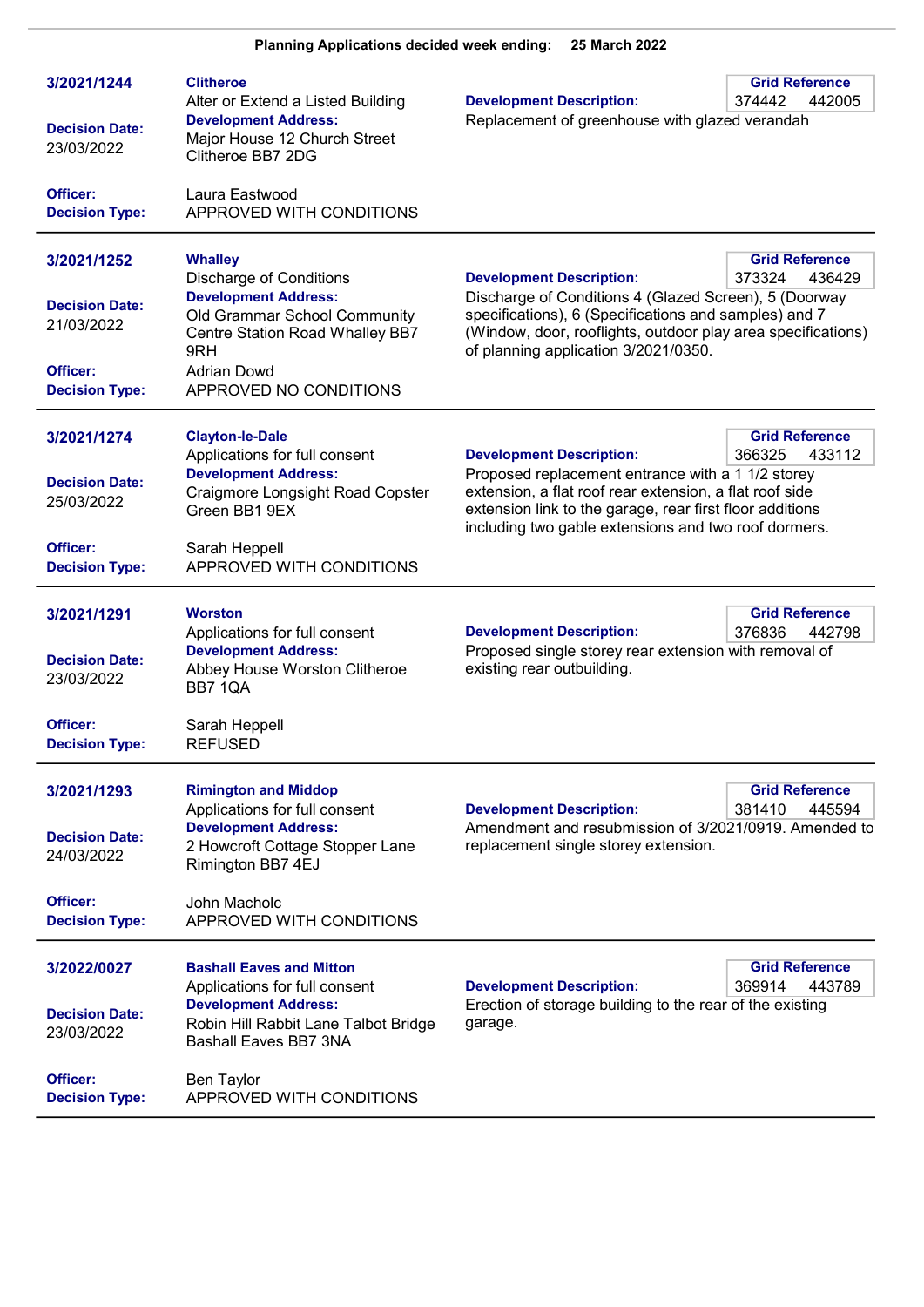**Planning Applications decided week ending: 25 March 2022**

---

**3/2021/1244**

**Clitheroe**
Alter or Extend a Listed Building

**Development Description:**
Replacement of greenhouse with glazed verandah

| Grid Reference | |
|---|---|
| 374442 | 442005 |

**Decision Date:** 23/03/2022

**Development Address:**
Major House 12 Church Street Clitheroe BB7 2DG

**Officer:** Laura Eastwood

**Decision Type:** APPROVED WITH CONDITIONS

---

**3/2021/1252**

**Whalley**
Discharge of Conditions

**Development Description:**
Discharge of Conditions 4 (Glazed Screen), 5 (Doorway specifications), 6 (Specifications and samples) and 7 (Window, door, rooflights, outdoor play area specifications) of planning application 3/2021/0350.

| Grid Reference | |
|---|---|
| 373324 | 436429 |

**Decision Date:** 21/03/2022

**Development Address:**
Old Grammar School Community Centre Station Road Whalley BB7 9RH

**Officer:** Adrian Dowd

**Decision Type:** APPROVED NO CONDITIONS

---

**3/2021/1274**

**Clayton-le-Dale**
Applications for full consent

**Development Description:**
Proposed replacement entrance with a 1 1/2 storey extension, a flat roof rear extension, a flat roof side extension link to the garage, rear first floor additions including two gable extensions and two roof dormers.

| Grid Reference | |
|---|---|
| 366325 | 433112 |

**Decision Date:** 25/03/2022

**Development Address:**
Craigmore Longsight Road Copster Green BB1 9EX

**Officer:** Sarah Heppell

**Decision Type:** APPROVED WITH CONDITIONS

---

**3/2021/1291**

**Worston**
Applications for full consent

**Development Description:**
Proposed single storey rear extension with removal of existing rear outbuilding.

| Grid Reference | |
|---|---|
| 376836 | 442798 |

**Decision Date:** 23/03/2022

**Development Address:**
Abbey House Worston Clitheroe BB7 1QA

**Officer:** Sarah Heppell

**Decision Type:** REFUSED

---

**3/2021/1293**

**Rimington and Middop**
Applications for full consent

**Development Description:**
Amendment and resubmission of 3/2021/0919. Amended to replacement single storey extension.

| Grid Reference | |
|---|---|
| 381410 | 445594 |

**Decision Date:** 24/03/2022

**Development Address:**
2 Howcroft Cottage Stopper Lane Rimington BB7 4EJ

**Officer:** John Macholc

**Decision Type:** APPROVED WITH CONDITIONS

---

**3/2022/0027**

**Bashall Eaves and Mitton**
Applications for full consent

**Development Description:**
Erection of storage building to the rear of the existing garage.

| Grid Reference | |
|---|---|
| 369914 | 443789 |

**Decision Date:** 23/03/2022

**Development Address:**
Robin Hill Rabbit Lane Talbot Bridge Bashall Eaves BB7 3NA

**Officer:** Ben Taylor

**Decision Type:** APPROVED WITH CONDITIONS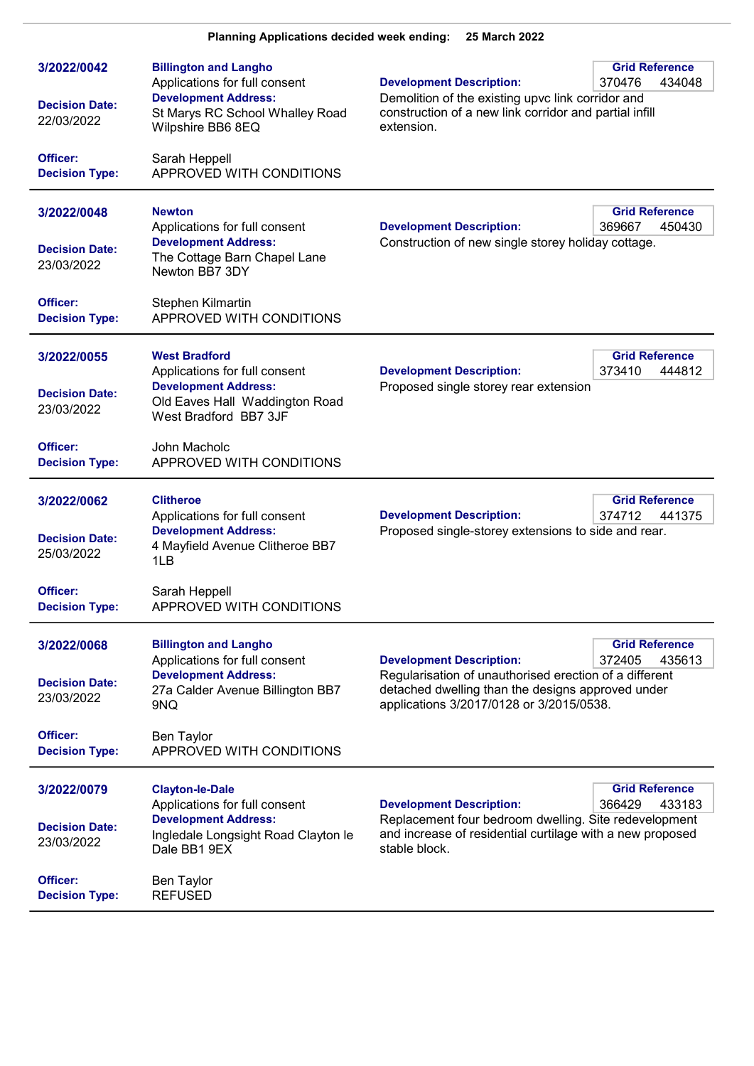**Planning Applications decided week ending: 25 March 2022**

---

**3/2022/0042**

**Billington and Langho**
Applications for full consent

**Development Address:**
St Marys RC School Whalley Road Wilpshire BB6 8EQ

**Decision Date:** 22/03/2022

**Development Description:**
Demolition of the existing upvc link corridor and construction of a new link corridor and partial infill extension.

**Grid Reference:** 370476 434048

**Officer:** Sarah Heppell
**Decision Type:** APPROVED WITH CONDITIONS

---

**3/2022/0048**

**Newton**
Applications for full consent

**Development Address:**
The Cottage Barn Chapel Lane Newton BB7 3DY

**Decision Date:** 23/03/2022

**Development Description:**
Construction of new single storey holiday cottage.

**Grid Reference:** 369667 450430

**Officer:** Stephen Kilmartin
**Decision Type:** APPROVED WITH CONDITIONS

---

**3/2022/0055**

**West Bradford**
Applications for full consent

**Development Address:**
Old Eaves Hall Waddington Road West Bradford BB7 3JF

**Decision Date:** 23/03/2022

**Development Description:**
Proposed single storey rear extension

**Grid Reference:** 373410 444812

**Officer:** John Macholc
**Decision Type:** APPROVED WITH CONDITIONS

---

**3/2022/0062**

**Clitheroe**
Applications for full consent

**Development Address:**
4 Mayfield Avenue Clitheroe BB7 1LB

**Decision Date:** 25/03/2022

**Development Description:**
Proposed single-storey extensions to side and rear.

**Grid Reference:** 374712 441375

**Officer:** Sarah Heppell
**Decision Type:** APPROVED WITH CONDITIONS

---

**3/2022/0068**

**Billington and Langho**
Applications for full consent

**Development Address:**
27a Calder Avenue Billington BB7 9NQ

**Decision Date:** 23/03/2022

**Development Description:**
Regularisation of unauthorised erection of a different detached dwelling than the designs approved under applications 3/2017/0128 or 3/2015/0538.

**Grid Reference:** 372405 435613

**Officer:** Ben Taylor
**Decision Type:** APPROVED WITH CONDITIONS

---

**3/2022/0079**

**Clayton-le-Dale**
Applications for full consent

**Development Address:**
Ingledale Longsight Road Clayton le Dale BB1 9EX

**Decision Date:** 23/03/2022

**Development Description:**
Replacement four bedroom dwelling. Site redevelopment and increase of residential curtilage with a new proposed stable block.

**Grid Reference:** 366429 433183

**Officer:** Ben Taylor
**Decision Type:** REFUSED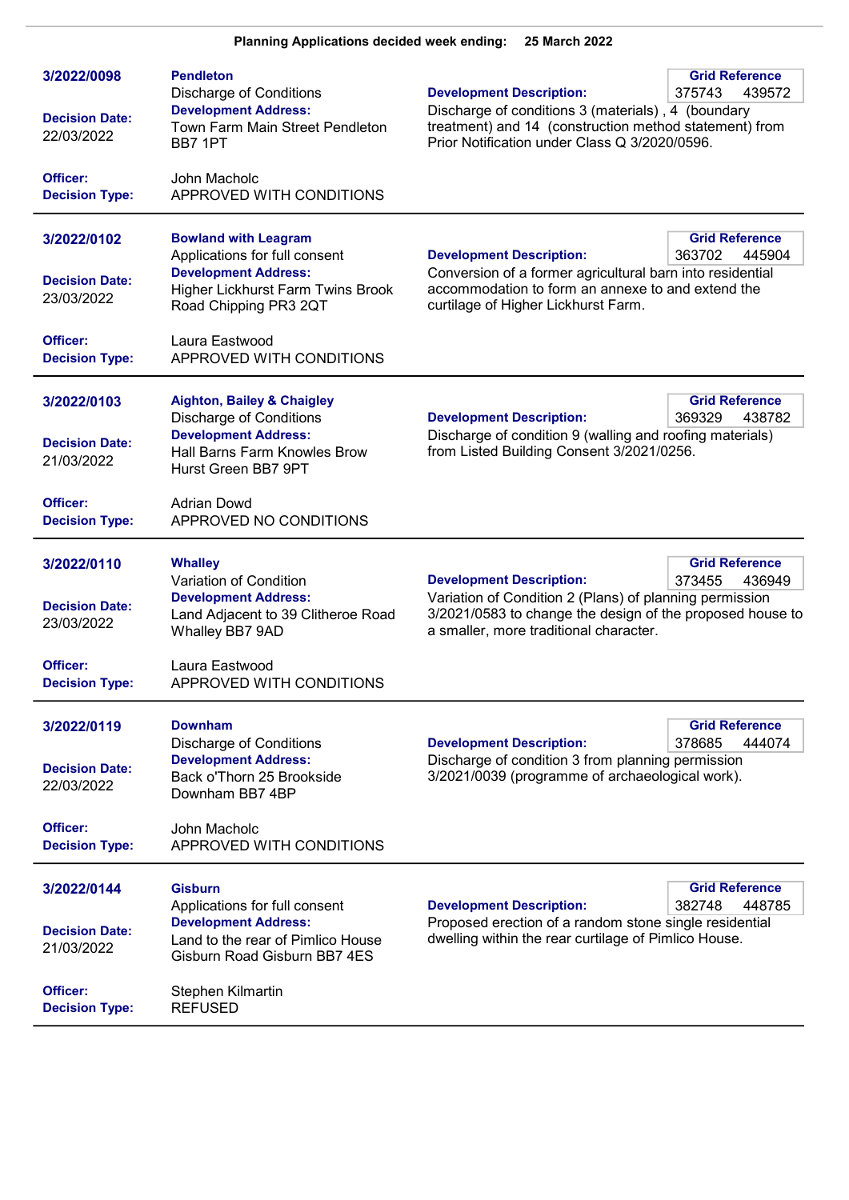**Planning Applications decided week ending: 25 March 2022**

---

**3/2022/0098**

**Pendleton**
Discharge of Conditions

**Decision Date:** 22/03/2022

**Development Address:** Town Farm Main Street Pendleton BB7 1PT

**Officer:** John Macholc
**Decision Type:** APPROVED WITH CONDITIONS

**Development Description:** Discharge of conditions 3 (materials) , 4 (boundary treatment) and 14 (construction method statement) from Prior Notification under Class Q 3/2020/0596.

| Grid Reference | |
|---|---|
| 375743 | 439572 |

---

**3/2022/0102**

**Bowland with Leagram**
Applications for full consent

**Decision Date:** 23/03/2022

**Development Address:** Higher Lickhurst Farm Twins Brook Road Chipping PR3 2QT

**Officer:** Laura Eastwood
**Decision Type:** APPROVED WITH CONDITIONS

**Development Description:** Conversion of a former agricultural barn into residential accommodation to form an annexe to and extend the curtilage of Higher Lickhurst Farm.

| Grid Reference | |
|---|---|
| 363702 | 445904 |

---

**3/2022/0103**

**Aighton, Bailey & Chaigley**
Discharge of Conditions

**Decision Date:** 21/03/2022

**Development Address:** Hall Barns Farm Knowles Brow Hurst Green BB7 9PT

**Officer:** Adrian Dowd
**Decision Type:** APPROVED NO CONDITIONS

**Development Description:** Discharge of condition 9 (walling and roofing materials) from Listed Building Consent 3/2021/0256.

| Grid Reference | |
|---|---|
| 369329 | 438782 |

---

**3/2022/0110**

**Whalley**
Variation of Condition

**Decision Date:** 23/03/2022

**Development Address:** Land Adjacent to 39 Clitheroe Road Whalley BB7 9AD

**Officer:** Laura Eastwood
**Decision Type:** APPROVED WITH CONDITIONS

**Development Description:** Variation of Condition 2 (Plans) of planning permission 3/2021/0583 to change the design of the proposed house to a smaller, more traditional character.

| Grid Reference | |
|---|---|
| 373455 | 436949 |

---

**3/2022/0119**

**Downham**
Discharge of Conditions

**Decision Date:** 22/03/2022

**Development Address:** Back o'Thorn 25 Brookside Downham BB7 4BP

**Officer:** John Macholc
**Decision Type:** APPROVED WITH CONDITIONS

**Development Description:** Discharge of condition 3 from planning permission 3/2021/0039 (programme of archaeological work).

| Grid Reference | |
|---|---|
| 378685 | 444074 |

---

**3/2022/0144**

**Gisburn**
Applications for full consent

**Decision Date:** 21/03/2022

**Development Address:** Land to the rear of Pimlico House Gisburn Road Gisburn BB7 4ES

**Officer:** Stephen Kilmartin
**Decision Type:** REFUSED

**Development Description:** Proposed erection of a random stone single residential dwelling within the rear curtilage of Pimlico House.

| Grid Reference | |
|---|---|
| 382748 | 448785 |

---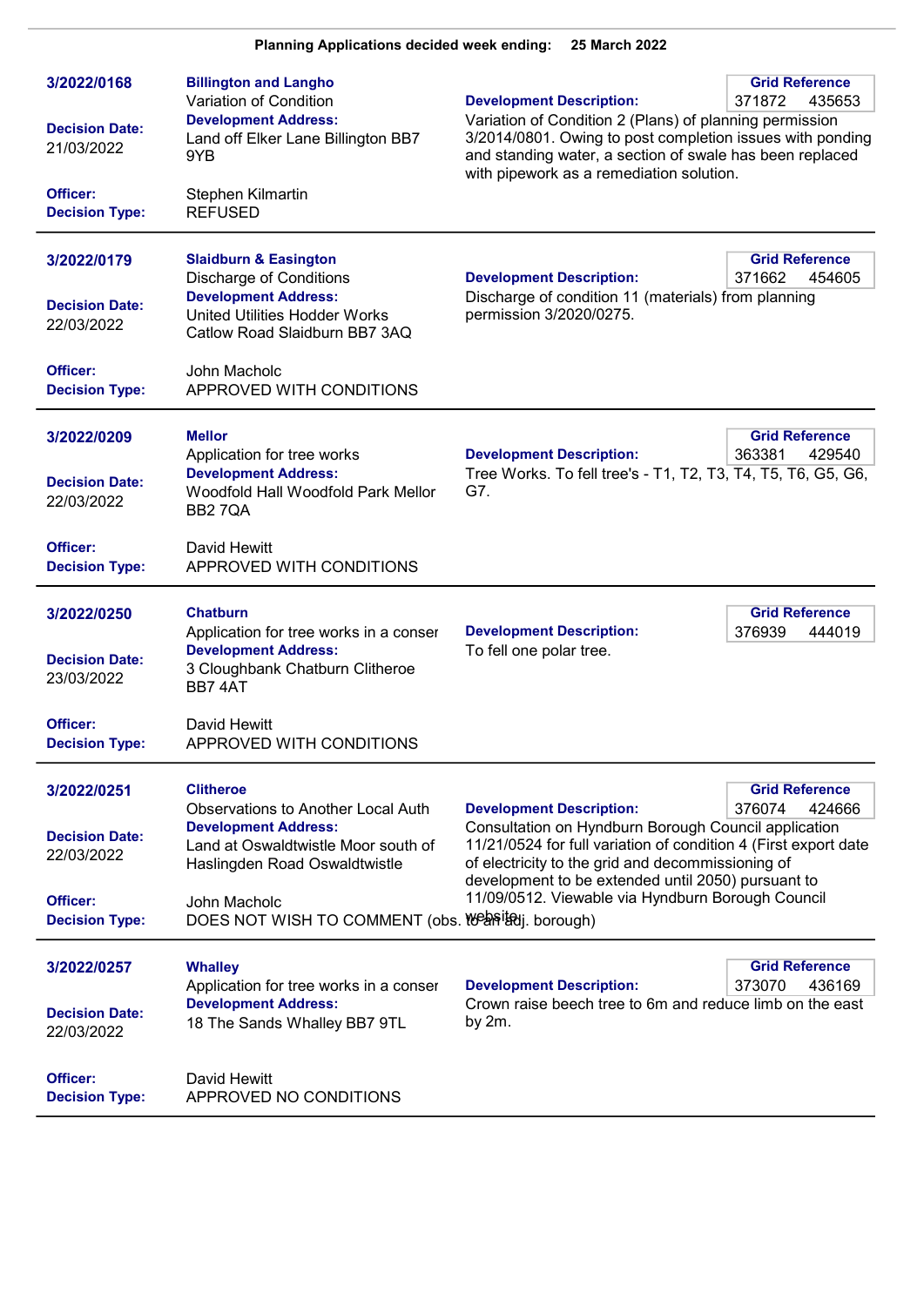**Planning Applications decided week ending: 25 March 2022**

---

**3/2022/0168**

**Billington and Langho**
Variation of Condition

**Decision Date:** 21/03/2022

**Development Address:**
Land off Elker Lane Billington BB7 9YB

**Officer:** Stephen Kilmartin
**Decision Type:** REFUSED

**Grid Reference:** 371872 435653

**Development Description:**
Variation of Condition 2 (Plans) of planning permission 3/2014/0801. Owing to post completion issues with ponding and standing water, a section of swale has been replaced with pipework as a remediation solution.

---

**3/2022/0179**

**Slaidburn & Easington**
Discharge of Conditions

**Decision Date:** 22/03/2022

**Development Address:**
United Utilities Hodder Works Catlow Road Slaidburn BB7 3AQ

**Officer:** John Macholc
**Decision Type:** APPROVED WITH CONDITIONS

**Grid Reference:** 371662 454605

**Development Description:**
Discharge of condition 11 (materials) from planning permission 3/2020/0275.

---

**3/2022/0209**

**Mellor**
Application for tree works

**Decision Date:** 22/03/2022

**Development Address:**
Woodfold Hall Woodfold Park Mellor BB2 7QA

**Officer:** David Hewitt
**Decision Type:** APPROVED WITH CONDITIONS

**Grid Reference:** 363381 429540

**Development Description:**
Tree Works. To fell tree's - T1, T2, T3, T4, T5, T6, G5, G6, G7.

---

**3/2022/0250**

**Chatburn**
Application for tree works in a conser

**Decision Date:** 23/03/2022

**Development Address:**
3 Cloughbank Chatburn Clitheroe BB7 4AT

**Officer:** David Hewitt
**Decision Type:** APPROVED WITH CONDITIONS

**Grid Reference:** 376939 444019

**Development Description:**
To fell one polar tree.

---

**3/2022/0251**

**Clitheroe**
Observations to Another Local Auth

**Decision Date:** 22/03/2022

**Development Address:**
Land at Oswaldtwistle Moor south of Haslingden Road Oswaldtwistle

**Officer:** John Macholc
**Decision Type:** DOES NOT WISH TO COMMENT (obs. to an adj. borough)

**Grid Reference:** 376074 424666

**Development Description:**
Consultation on Hyndburn Borough Council application 11/21/0524 for full variation of condition 4 (First export date of electricity to the grid and decommissioning of development to be extended until 2050) pursuant to 11/09/0512. Viewable via Hyndburn Borough Council website.

---

**3/2022/0257**

**Whalley**
Application for tree works in a conser

**Decision Date:** 22/03/2022

**Development Address:**
18 The Sands Whalley BB7 9TL

**Officer:** David Hewitt
**Decision Type:** APPROVED NO CONDITIONS

**Grid Reference:** 373070 436169

**Development Description:**
Crown raise beech tree to 6m and reduce limb on the east by 2m.

---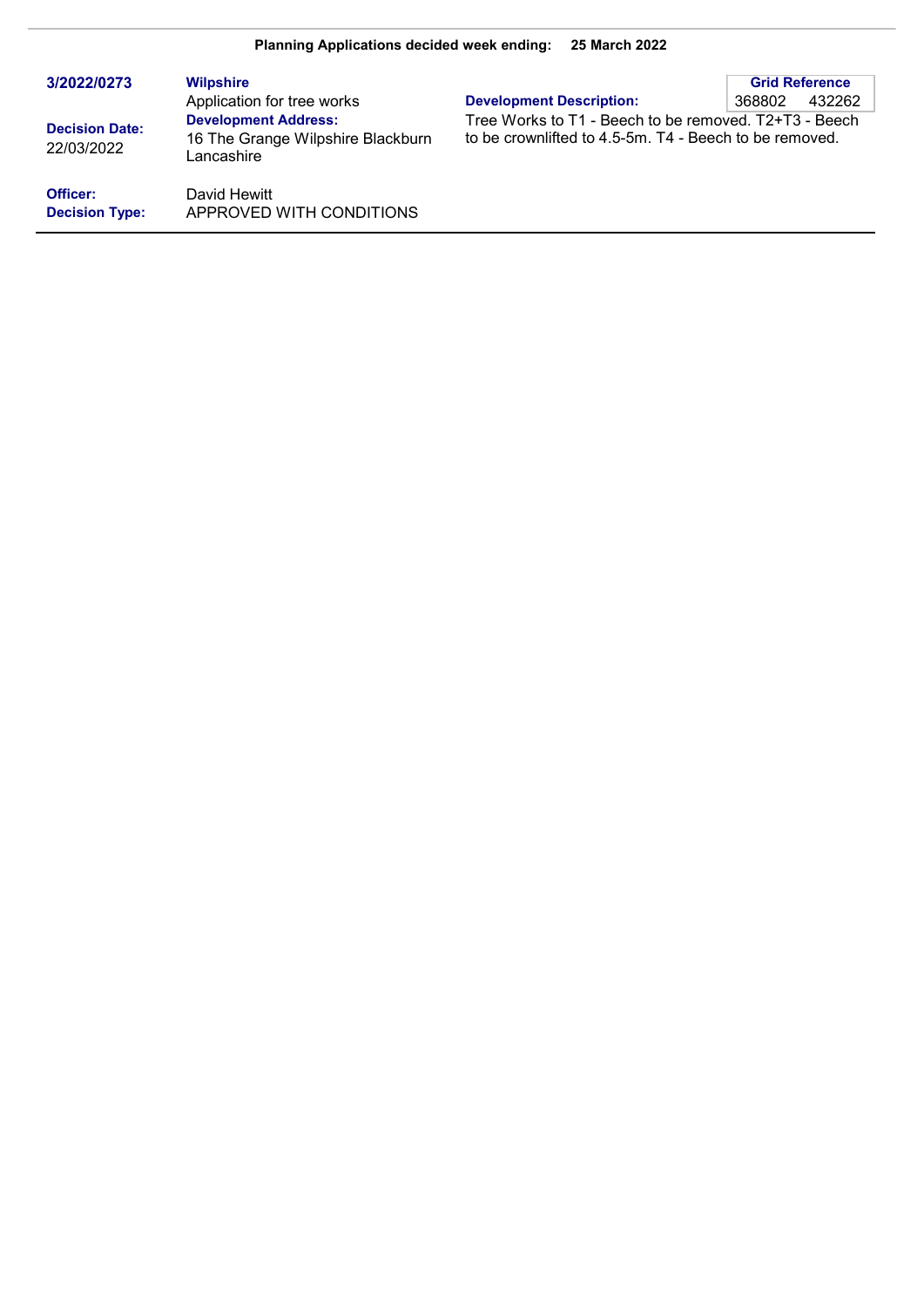**Planning Applications decided week ending: 25 March 2022**

| | | | |
|---|---|---|---|
| **3/2022/0273** | **Wilpshire**<br>Application for tree works | **Development Description:** | **Grid Reference**<br>368802 432262 |
| **Decision Date:**<br>22/03/2022 | **Development Address:**<br>16 The Grange Wilpshire Blackburn Lancashire | Tree Works to T1 - Beech to be removed. T2+T3 - Beech to be crownlifted to 4.5-5m. T4 - Beech to be removed. | |
| **Officer:** | David Hewitt | | |
| **Decision Type:** | APPROVED WITH CONDITIONS | | |